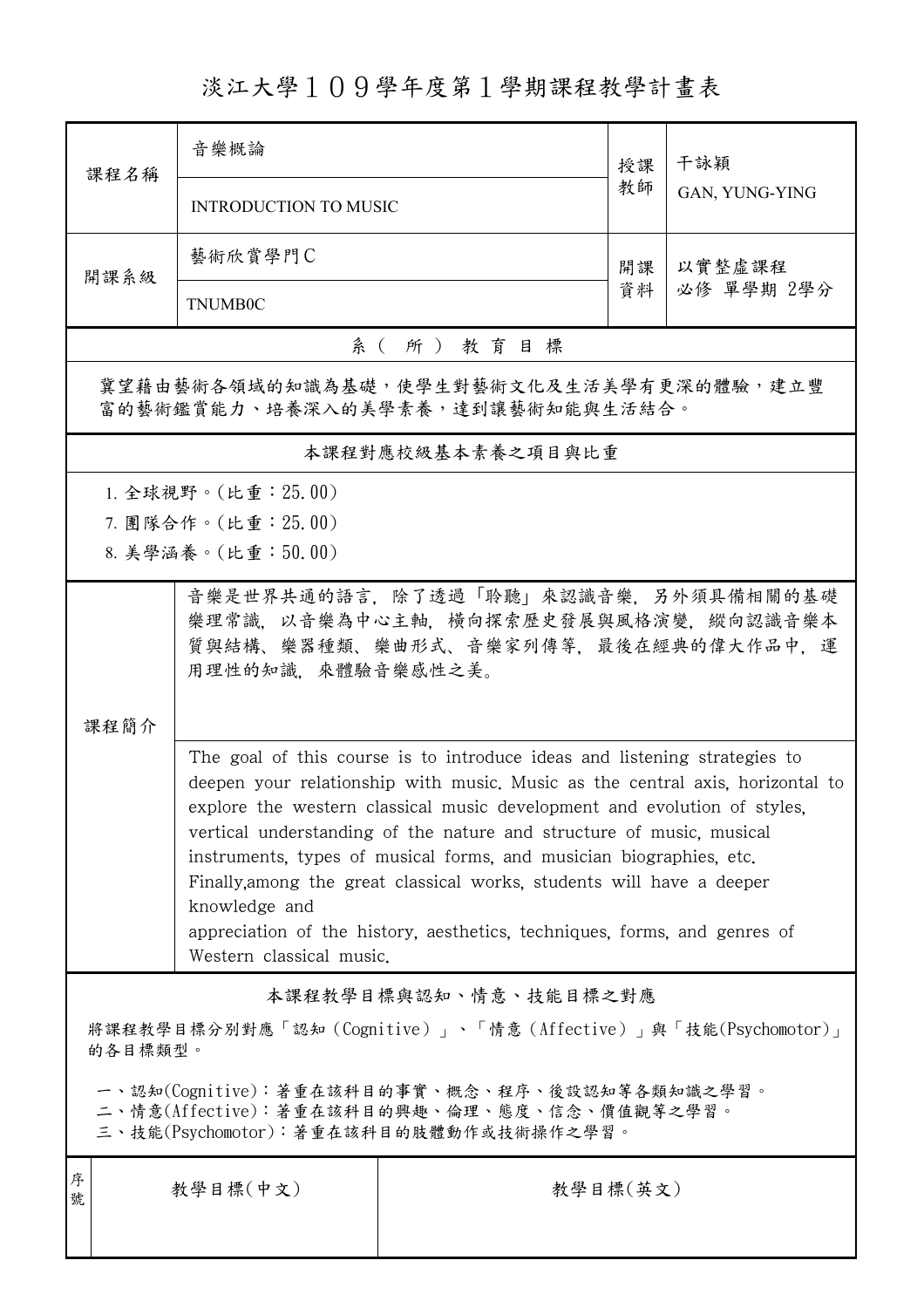# 淡江大學１０９學年度第１學期課程教學計畫表

| 課程名稱 | 音樂概論 | 授課教師 | 干詠穎 |
|---|---|---|---|
| | INTRODUCTION TO MUSIC | | GAN, YUNG-YING |
| 開課系級 | 藝術欣賞學門C | 開課資料 | 以實整虛課程<br>必修 單學期 2學分 |
| | TNUMB0C | | |

## 系（所）教育目標

冀望藉由藝術各領域的知識為基礎，使學生對藝術文化及生活美學有更深的體驗，建立豐富的藝術鑑賞能力、培養深入的美學素養，達到讓藝術知能與生活結合。

## 本課程對應校級基本素養之項目與比重

1. 全球視野。(比重：25.00)
7. 團隊合作。(比重：25.00)
8. 美學涵養。(比重：50.00)

## 課程簡介

音樂是世界共通的語言，除了透過「聆聽」來認識音樂，另外須具備相關的基礎樂理常識，以音樂為中心主軸，橫向探索歷史發展與風格演變，縱向認識音樂本質與結構、樂器種類、樂曲形式、音樂家列傳等，最後在經典的偉大作品中，運用理性的知識，來體驗音樂感性之美。

The goal of this course is to introduce ideas and listening strategies to deepen your relationship with music. Music as the central axis, horizontal to explore the western classical music development and evolution of styles, vertical understanding of the nature and structure of music, musical instruments, types of musical forms, and musician biographies, etc. Finally,among the great classical works, students will have a deeper knowledge and
appreciation of the history, aesthetics, techniques, forms, and genres of Western classical music.

## 本課程教學目標與認知、情意、技能目標之對應

將課程教學目標分別對應「認知（Cognitive）」、「情意（Affective）」與「技能(Psychomotor)」的各目標類型。

一、認知(Cognitive)：著重在該科目的事實、概念、程序、後設認知等各類知識之學習。
二、情意(Affective)：著重在該科目的興趣、倫理、態度、信念、價值觀等之學習。
三、技能(Psychomotor)：著重在該科目的肢體動作或技術操作之學習。

| 序號 | 教學目標(中文) | 教學目標(英文) |
|---|---|---|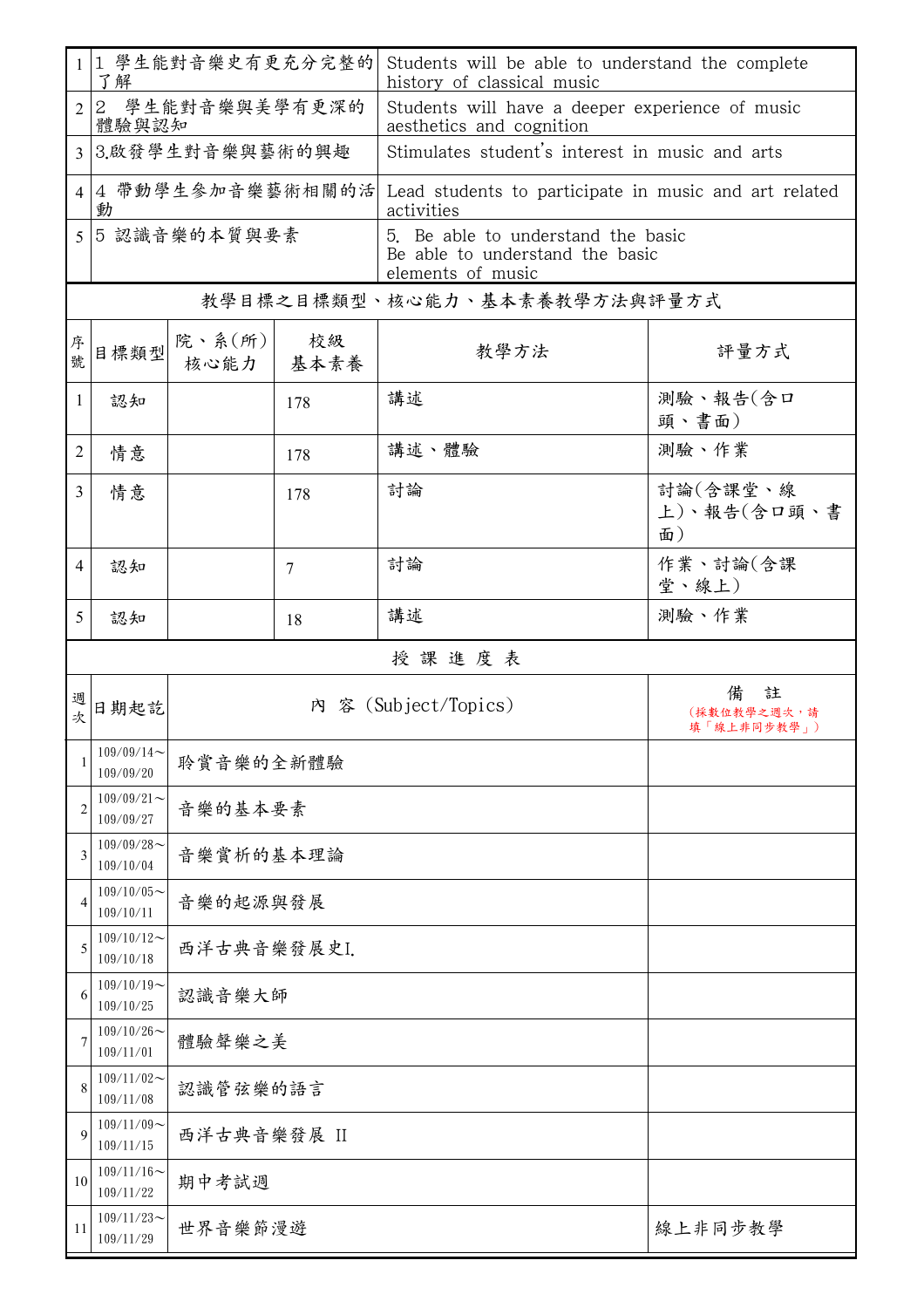| | | |
|---|---|---|
| 1 | 1 學生能對音樂史有更充分完整的了解 | Students will be able to understand the complete history of classical music |
| 2 | 2 學生能對音樂與美學有更深的體驗與認知 | Students will have a deeper experience of music aesthetics and cognition |
| 3 | 3.啟發學生對音樂與藝術的興趣 | Stimulates student's interest in music and arts |
| 4 | 4 帶動學生參加音樂藝術相關的活動 | Lead students to participate in music and art related activities |
| 5 | 5 認識音樂的本質與要素 | 5. Be able to understand the basic Be able to understand the basic elements of music |

教學目標之目標類型、核心能力、基本素養教學方法與評量方式

| 序號 | 目標類型 | 院、系(所)核心能力 | 校級基本素養 | 教學方法 | 評量方式 |
|---|---|---|---|---|---|
| 1 | 認知 | | 178 | 講述 | 測驗、報告(含口頭、書面) |
| 2 | 情意 | | 178 | 講述、體驗 | 測驗、作業 |
| 3 | 情意 | | 178 | 討論 | 討論(含課堂、線上)、報告(含口頭、書面) |
| 4 | 認知 | | 7 | 討論 | 作業、討論(含課堂、線上) |
| 5 | 認知 | | 18 | 講述 | 測驗、作業 |

授 課 進 度 表

| 週次 | 日期起訖 | 內 容 (Subject/Topics) | 備 註 (採數位教學之週次，請填「線上非同步教學」) |
|---|---|---|---|
| 1 | 109/09/14～109/09/20 | 聆賞音樂的全新體驗 | |
| 2 | 109/09/21～109/09/27 | 音樂的基本要素 | |
| 3 | 109/09/28～109/10/04 | 音樂賞析的基本理論 | |
| 4 | 109/10/05～109/10/11 | 音樂的起源與發展 | |
| 5 | 109/10/12～109/10/18 | 西洋古典音樂發展史I. | |
| 6 | 109/10/19～109/10/25 | 認識音樂大師 | |
| 7 | 109/10/26～109/11/01 | 體驗聲樂之美 | |
| 8 | 109/11/02～109/11/08 | 認識管弦樂的語言 | |
| 9 | 109/11/09～109/11/15 | 西洋古典音樂發展 II | |
| 10 | 109/11/16～109/11/22 | 期中考試週 | |
| 11 | 109/11/23～109/11/29 | 世界音樂節漫遊 | 線上非同步教學 |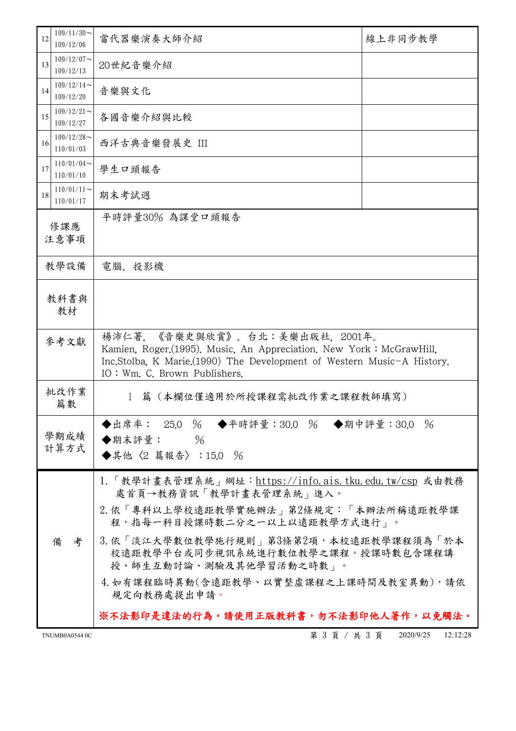| | | | |
|---|---|---|---|
| 12 | 109/11/30～<br>109/12/06 | 當代器樂演奏大師介紹 | 線上非同步教學 |
| 13 | 109/12/07～<br>109/12/13 | 20世紀音樂介紹 | |
| 14 | 109/12/14～<br>109/12/20 | 音樂與文化 | |
| 15 | 109/12/21～<br>109/12/27 | 各國音樂介紹與比較 | |
| 16 | 109/12/28～<br>110/01/03 | 西洋古典音樂發展史 III | |
| 17 | 110/01/04～<br>110/01/10 | 學生口頭報告 | |
| 18 | 110/01/11～<br>110/01/17 | 期末考試週 | |

| | |
|---|---|
| 修課應注意事項 | 平時評量30% 為課堂口頭報告 |
| 教學設備 | 電腦、投影機 |
| 教科書與教材 | |
| 參考文獻 | 楊沛仁著, 《音樂史與欣賞》。台北：美樂出版社, 2001年。<br>Kamien, Roger.(1995). Music, An Appreciation. New York：McGrawHill, Inc.Stolba, K Marie.(1990) The Development of Western Music-A History. IO：Wm. C. Brown Publishers. |
| 批改作業篇數 | 1 篇（本欄位僅適用於所授課程需批改作業之課程教師填寫） |
| 學期成績計算方式 | ◆出席率： 25.0 % ◆平時評量：30.0 % ◆期中評量：30.0 %<br>◆期末評量： %<br>◆其他〈2 篇報告〉：15.0 % |
| 備 考 | 1.「教學計畫表管理系統」網址：https://info.ais.tku.edu.tw/csp 或由教務處首頁→教務資訊「教學計畫表管理系統」進入。<br>2.依「專科以上學校遠距教學實施辦法」第2條規定：「本辦法所稱遠距教學課程，指每一科目授課時數二分之一以上以遠距教學方式進行」。<br>3.依「淡江大學數位教學施行規則」第3條第2項，本校遠距教學課程須為「於本校遠距教學平台或同步視訊系統進行數位教學之課程。授課時數包含課程講授、師生互動討論、測驗及其他學習活動之時數」。<br>4.如有課程臨時異動(含遠距教學、以實整虛課程之上課時間及教室異動)，請依規定向教務處提出申請。<br>**※不法影印是違法的行為。請使用正版教科書，勿不法影印他人著作，以免觸法。** |

TNUMB0A0544 0C 2020/9/25 12:12:28